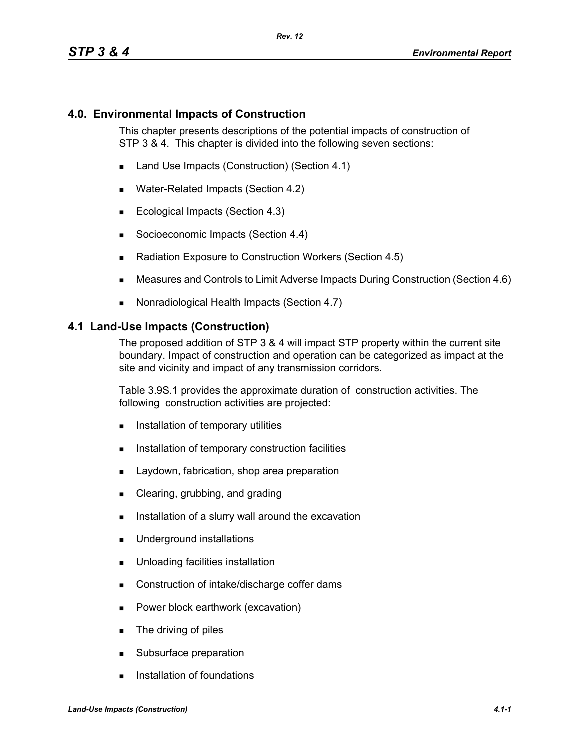## 4.0. Environmental Impacts of Construction

This chapter presents descriptions of the potential impacts of construction of STP 3 & 4. This chapter is divided into the following seven sections:

- Land Use Impacts (Construction) (Section 4.1)
- Water-Related Impacts (Section 4.2)
- Ecological Impacts (Section 4.3)
- Socioeconomic Impacts (Section 4.4)
- Radiation Exposure to Construction Workers (Section 4.5)
- Measures and Controls to Limit Adverse Impacts During Construction (Section 4.6)
- Nonradiological Health Impacts (Section 4.7)

## 4.1 Land-Use Impacts (Construction)

The proposed addition of STP 3 & 4 will impact STP property within the current site boundary. Impact of construction and operation can be categorized as impact at the site and vicinity and impact of any transmission corridors.

Table 3.9S.1 provides the approximate duration of construction activities. The following construction activities are projected:

- Installation of temporary utilities
- Installation of temporary construction facilities
- Laydown, fabrication, shop area preparation
- Clearing, grubbing, and grading
- Installation of a slurry wall around the excavation
- Underground installations
- Unloading facilities installation
- Construction of intake/discharge coffer dams
- Power block earthwork (excavation)
- The driving of piles
- Subsurface preparation
- Installation of foundations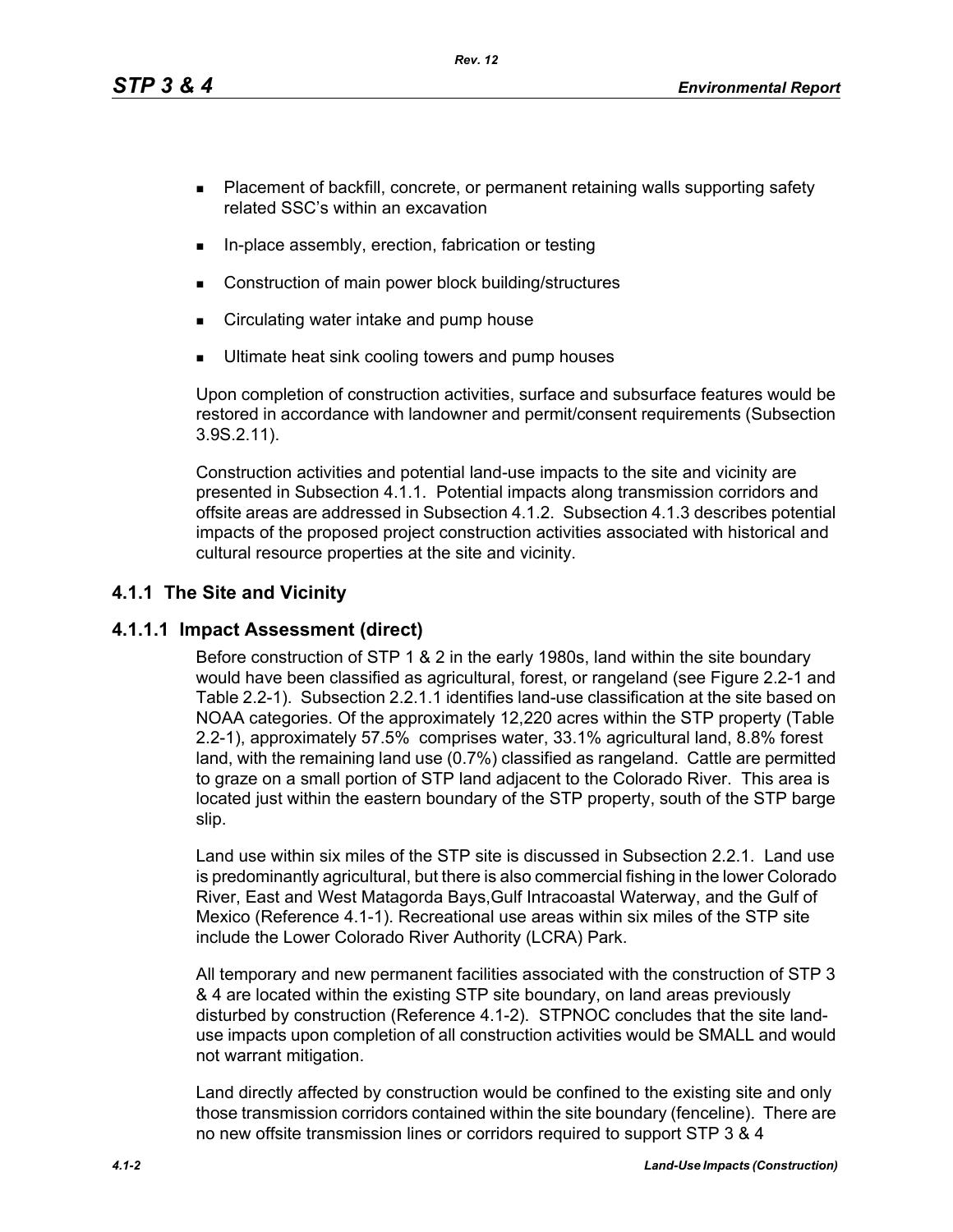- Placement of backfill, concrete, or permanent retaining walls supporting safety related SSC's within an excavation
- In-place assembly, erection, fabrication or testing
- Construction of main power block building/structures
- Circulating water intake and pump house
- Ultimate heat sink cooling towers and pump houses

Upon completion of construction activities, surface and subsurface features would be restored in accordance with landowner and permit/consent requirements (Subsection 3.9S.2.11).

Construction activities and potential land-use impacts to the site and vicinity are presented in Subsection 4.1.1. Potential impacts along transmission corridors and offsite areas are addressed in Subsection 4.1.2. Subsection 4.1.3 describes potential impacts of the proposed project construction activities associated with historical and cultural resource properties at the site and vicinity.

## 4.1.1 The Site and Vicinity

### 4.1.1.1 Impact Assessment (direct)

Before construction of STP 1 & 2 in the early 1980s, land within the site boundary would have been classified as agricultural, forest, or rangeland (see Figure 2.2-1 and Table 2.2-1). Subsection 2.2.1.1 identifies land-use classification at the site based on NOAA categories. Of the approximately 12,220 acres within the STP property (Table 2.2-1), approximately 57.5% comprises water, 33.1% agricultural land, 8.8% forest land, with the remaining land use (0.7%) classified as rangeland. Cattle are permitted to graze on a small portion of STP land adjacent to the Colorado River. This area is located just within the eastern boundary of the STP property, south of the STP barge slip.

Land use within six miles of the STP site is discussed in Subsection 2.2.1. Land use is predominantly agricultural, but there is also commercial fishing in the lower Colorado River, East and West Matagorda Bays,Gulf Intracoastal Waterway, and the Gulf of Mexico (Reference 4.1-1). Recreational use areas within six miles of the STP site include the Lower Colorado River Authority (LCRA) Park.

All temporary and new permanent facilities associated with the construction of STP 3 & 4 are located within the existing STP site boundary, on land areas previously disturbed by construction (Reference 4.1-2). STPNOC concludes that the site land-use impacts upon completion of all construction activities would be SMALL and would not warrant mitigation.

Land directly affected by construction would be confined to the existing site and only those transmission corridors contained within the site boundary (fenceline). There are no new offsite transmission lines or corridors required to support STP 3 & 4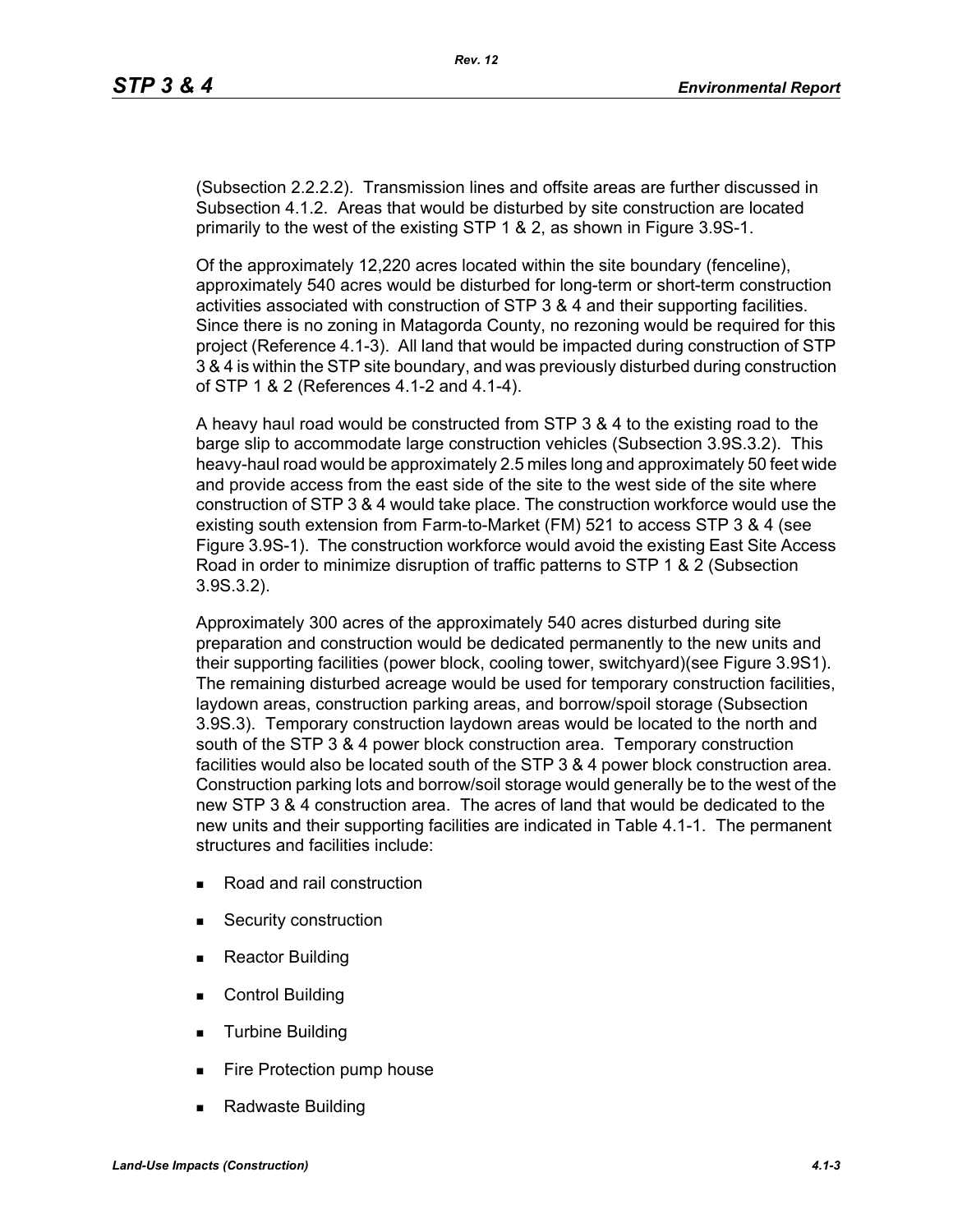(Subsection 2.2.2.2). Transmission lines and offsite areas are further discussed in Subsection 4.1.2. Areas that would be disturbed by site construction are located primarily to the west of the existing STP 1 & 2, as shown in Figure 3.9S-1.

Of the approximately 12,220 acres located within the site boundary (fenceline), approximately 540 acres would be disturbed for long-term or short-term construction activities associated with construction of STP 3 & 4 and their supporting facilities. Since there is no zoning in Matagorda County, no rezoning would be required for this project (Reference 4.1-3). All land that would be impacted during construction of STP 3 & 4 is within the STP site boundary, and was previously disturbed during construction of STP 1 & 2 (References 4.1-2 and 4.1-4).

A heavy haul road would be constructed from STP 3 & 4 to the existing road to the barge slip to accommodate large construction vehicles (Subsection 3.9S.3.2). This heavy-haul road would be approximately 2.5 miles long and approximately 50 feet wide and provide access from the east side of the site to the west side of the site where construction of STP 3 & 4 would take place. The construction workforce would use the existing south extension from Farm-to-Market (FM) 521 to access STP 3 & 4 (see Figure 3.9S-1). The construction workforce would avoid the existing East Site Access Road in order to minimize disruption of traffic patterns to STP 1 & 2 (Subsection 3.9S.3.2).

Approximately 300 acres of the approximately 540 acres disturbed during site preparation and construction would be dedicated permanently to the new units and their supporting facilities (power block, cooling tower, switchyard)(see Figure 3.9S1). The remaining disturbed acreage would be used for temporary construction facilities, laydown areas, construction parking areas, and borrow/spoil storage (Subsection 3.9S.3). Temporary construction laydown areas would be located to the north and south of the STP 3 & 4 power block construction area. Temporary construction facilities would also be located south of the STP 3 & 4 power block construction area. Construction parking lots and borrow/soil storage would generally be to the west of the new STP 3 & 4 construction area. The acres of land that would be dedicated to the new units and their supporting facilities are indicated in Table 4.1-1. The permanent structures and facilities include:

- Road and rail construction
- Security construction
- Reactor Building
- Control Building
- Turbine Building
- Fire Protection pump house
- Radwaste Building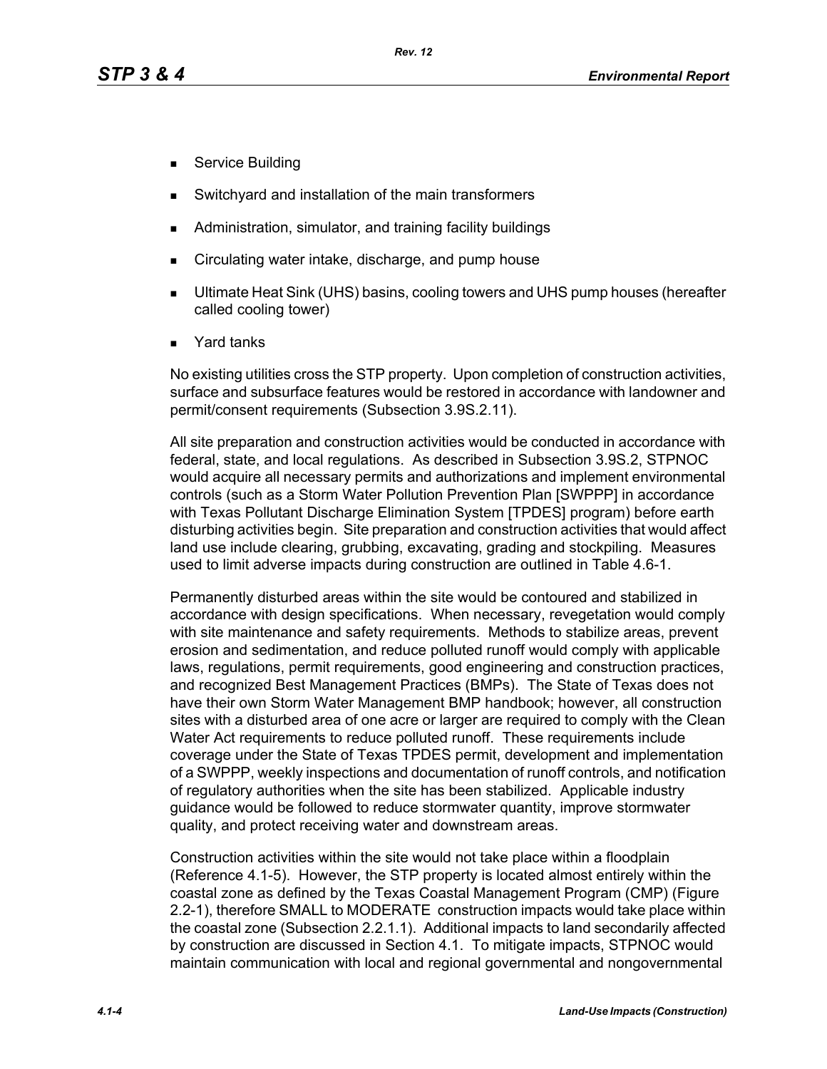- Service Building
- Switchyard and installation of the main transformers
- Administration, simulator, and training facility buildings
- Circulating water intake, discharge, and pump house
- Ultimate Heat Sink (UHS) basins, cooling towers and UHS pump houses (hereafter called cooling tower)
- Yard tanks

No existing utilities cross the STP property. Upon completion of construction activities, surface and subsurface features would be restored in accordance with landowner and permit/consent requirements (Subsection 3.9S.2.11).

All site preparation and construction activities would be conducted in accordance with federal, state, and local regulations. As described in Subsection 3.9S.2, STPNOC would acquire all necessary permits and authorizations and implement environmental controls (such as a Storm Water Pollution Prevention Plan [SWPPP] in accordance with Texas Pollutant Discharge Elimination System [TPDES] program) before earth disturbing activities begin. Site preparation and construction activities that would affect land use include clearing, grubbing, excavating, grading and stockpiling. Measures used to limit adverse impacts during construction are outlined in Table 4.6-1.

Permanently disturbed areas within the site would be contoured and stabilized in accordance with design specifications. When necessary, revegetation would comply with site maintenance and safety requirements. Methods to stabilize areas, prevent erosion and sedimentation, and reduce polluted runoff would comply with applicable laws, regulations, permit requirements, good engineering and construction practices, and recognized Best Management Practices (BMPs). The State of Texas does not have their own Storm Water Management BMP handbook; however, all construction sites with a disturbed area of one acre or larger are required to comply with the Clean Water Act requirements to reduce polluted runoff. These requirements include coverage under the State of Texas TPDES permit, development and implementation of a SWPPP, weekly inspections and documentation of runoff controls, and notification of regulatory authorities when the site has been stabilized. Applicable industry guidance would be followed to reduce stormwater quantity, improve stormwater quality, and protect receiving water and downstream areas.

Construction activities within the site would not take place within a floodplain (Reference 4.1-5). However, the STP property is located almost entirely within the coastal zone as defined by the Texas Coastal Management Program (CMP) (Figure 2.2-1), therefore SMALL to MODERATE construction impacts would take place within the coastal zone (Subsection 2.2.1.1). Additional impacts to land secondarily affected by construction are discussed in Section 4.1. To mitigate impacts, STPNOC would maintain communication with local and regional governmental and nongovernmental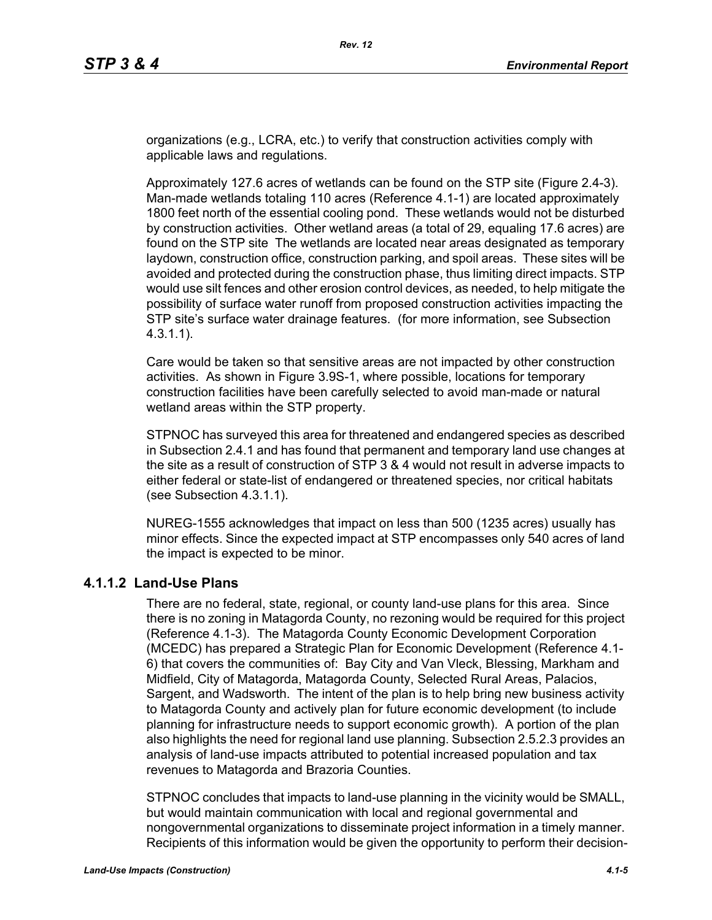organizations (e.g., LCRA, etc.) to verify that construction activities comply with applicable laws and regulations.

Approximately 127.6 acres of wetlands can be found on the STP site (Figure 2.4-3). Man-made wetlands totaling 110 acres (Reference 4.1-1) are located approximately 1800 feet north of the essential cooling pond. These wetlands would not be disturbed by construction activities. Other wetland areas (a total of 29, equaling 17.6 acres) are found on the STP site The wetlands are located near areas designated as temporary laydown, construction office, construction parking, and spoil areas. These sites will be avoided and protected during the construction phase, thus limiting direct impacts. STP would use silt fences and other erosion control devices, as needed, to help mitigate the possibility of surface water runoff from proposed construction activities impacting the STP site's surface water drainage features. (for more information, see Subsection 4.3.1.1).

Care would be taken so that sensitive areas are not impacted by other construction activities. As shown in Figure 3.9S-1, where possible, locations for temporary construction facilities have been carefully selected to avoid man-made or natural wetland areas within the STP property.

STPNOC has surveyed this area for threatened and endangered species as described in Subsection 2.4.1 and has found that permanent and temporary land use changes at the site as a result of construction of STP 3 & 4 would not result in adverse impacts to either federal or state-list of endangered or threatened species, nor critical habitats (see Subsection 4.3.1.1).

NUREG-1555 acknowledges that impact on less than 500 (1235 acres) usually has minor effects. Since the expected impact at STP encompasses only 540 acres of land the impact is expected to be minor.

### 4.1.1.2 Land-Use Plans

There are no federal, state, regional, or county land-use plans for this area. Since there is no zoning in Matagorda County, no rezoning would be required for this project (Reference 4.1-3). The Matagorda County Economic Development Corporation (MCEDC) has prepared a Strategic Plan for Economic Development (Reference 4.1-6) that covers the communities of: Bay City and Van Vleck, Blessing, Markham and Midfield, City of Matagorda, Matagorda County, Selected Rural Areas, Palacios, Sargent, and Wadsworth. The intent of the plan is to help bring new business activity to Matagorda County and actively plan for future economic development (to include planning for infrastructure needs to support economic growth). A portion of the plan also highlights the need for regional land use planning. Subsection 2.5.2.3 provides an analysis of land-use impacts attributed to potential increased population and tax revenues to Matagorda and Brazoria Counties.

STPNOC concludes that impacts to land-use planning in the vicinity would be SMALL, but would maintain communication with local and regional governmental and nongovernmental organizations to disseminate project information in a timely manner. Recipients of this information would be given the opportunity to perform their decision-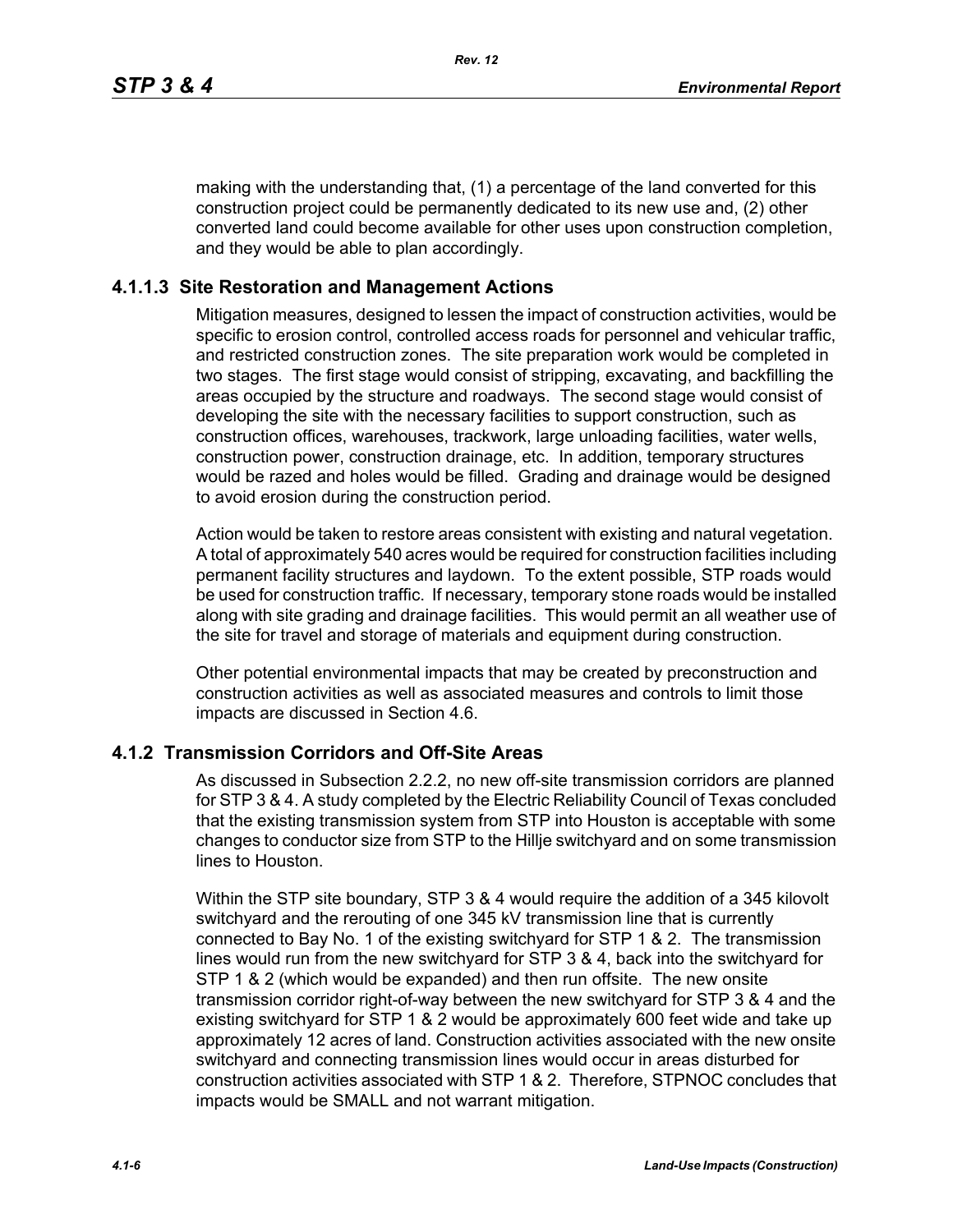making with the understanding that, (1) a percentage of the land converted for this construction project could be permanently dedicated to its new use and, (2) other converted land could become available for other uses upon construction completion, and they would be able to plan accordingly.

### 4.1.1.3 Site Restoration and Management Actions

Mitigation measures, designed to lessen the impact of construction activities, would be specific to erosion control, controlled access roads for personnel and vehicular traffic, and restricted construction zones. The site preparation work would be completed in two stages. The first stage would consist of stripping, excavating, and backfilling the areas occupied by the structure and roadways. The second stage would consist of developing the site with the necessary facilities to support construction, such as construction offices, warehouses, trackwork, large unloading facilities, water wells, construction power, construction drainage, etc. In addition, temporary structures would be razed and holes would be filled. Grading and drainage would be designed to avoid erosion during the construction period.

Action would be taken to restore areas consistent with existing and natural vegetation. A total of approximately 540 acres would be required for construction facilities including permanent facility structures and laydown. To the extent possible, STP roads would be used for construction traffic. If necessary, temporary stone roads would be installed along with site grading and drainage facilities. This would permit an all weather use of the site for travel and storage of materials and equipment during construction.

Other potential environmental impacts that may be created by preconstruction and construction activities as well as associated measures and controls to limit those impacts are discussed in Section 4.6.

## 4.1.2 Transmission Corridors and Off-Site Areas

As discussed in Subsection 2.2.2, no new off-site transmission corridors are planned for STP 3 & 4. A study completed by the Electric Reliability Council of Texas concluded that the existing transmission system from STP into Houston is acceptable with some changes to conductor size from STP to the Hillje switchyard and on some transmission lines to Houston.

Within the STP site boundary, STP 3 & 4 would require the addition of a 345 kilovolt switchyard and the rerouting of one 345 kV transmission line that is currently connected to Bay No. 1 of the existing switchyard for STP 1 & 2. The transmission lines would run from the new switchyard for STP 3 & 4, back into the switchyard for STP 1 & 2 (which would be expanded) and then run offsite. The new onsite transmission corridor right-of-way between the new switchyard for STP 3 & 4 and the existing switchyard for STP 1 & 2 would be approximately 600 feet wide and take up approximately 12 acres of land. Construction activities associated with the new onsite switchyard and connecting transmission lines would occur in areas disturbed for construction activities associated with STP 1 & 2. Therefore, STPNOC concludes that impacts would be SMALL and not warrant mitigation.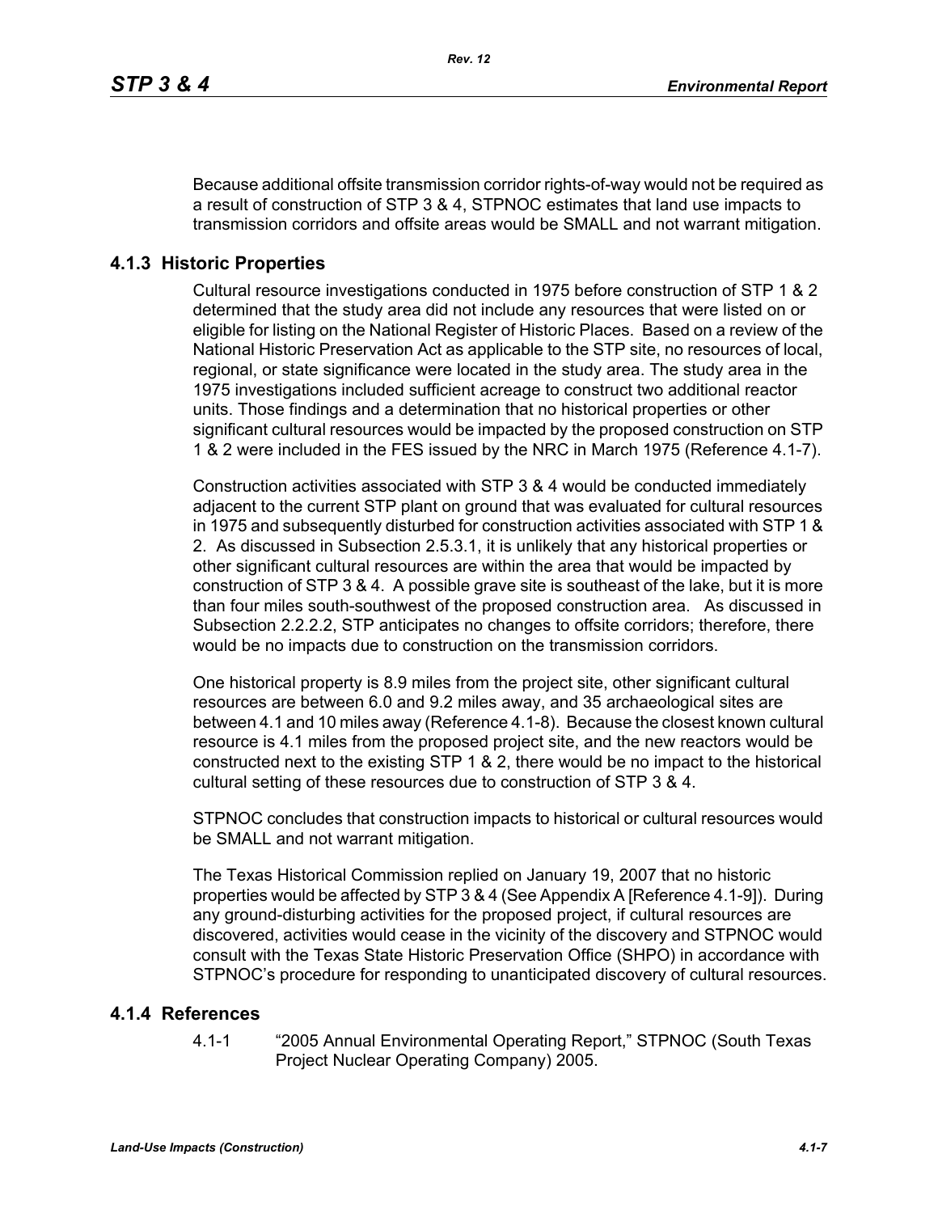Because additional offsite transmission corridor rights-of-way would not be required as a result of construction of STP 3 & 4, STPNOC estimates that land use impacts to transmission corridors and offsite areas would be SMALL and not warrant mitigation.

### 4.1.3 Historic Properties

Cultural resource investigations conducted in 1975 before construction of STP 1 & 2 determined that the study area did not include any resources that were listed on or eligible for listing on the National Register of Historic Places. Based on a review of the National Historic Preservation Act as applicable to the STP site, no resources of local, regional, or state significance were located in the study area. The study area in the 1975 investigations included sufficient acreage to construct two additional reactor units. Those findings and a determination that no historical properties or other significant cultural resources would be impacted by the proposed construction on STP 1 & 2 were included in the FES issued by the NRC in March 1975 (Reference 4.1-7).

Construction activities associated with STP 3 & 4 would be conducted immediately adjacent to the current STP plant on ground that was evaluated for cultural resources in 1975 and subsequently disturbed for construction activities associated with STP 1 & 2. As discussed in Subsection 2.5.3.1, it is unlikely that any historical properties or other significant cultural resources are within the area that would be impacted by construction of STP 3 & 4. A possible grave site is southeast of the lake, but it is more than four miles south-southwest of the proposed construction area. As discussed in Subsection 2.2.2.2, STP anticipates no changes to offsite corridors; therefore, there would be no impacts due to construction on the transmission corridors.

One historical property is 8.9 miles from the project site, other significant cultural resources are between 6.0 and 9.2 miles away, and 35 archaeological sites are between 4.1 and 10 miles away (Reference 4.1-8). Because the closest known cultural resource is 4.1 miles from the proposed project site, and the new reactors would be constructed next to the existing STP 1 & 2, there would be no impact to the historical cultural setting of these resources due to construction of STP 3 & 4.

STPNOC concludes that construction impacts to historical or cultural resources would be SMALL and not warrant mitigation.

The Texas Historical Commission replied on January 19, 2007 that no historic properties would be affected by STP 3 & 4 (See Appendix A [Reference 4.1-9]). During any ground-disturbing activities for the proposed project, if cultural resources are discovered, activities would cease in the vicinity of the discovery and STPNOC would consult with the Texas State Historic Preservation Office (SHPO) in accordance with STPNOC's procedure for responding to unanticipated discovery of cultural resources.

### 4.1.4 References

4.1-1 "2005 Annual Environmental Operating Report," STPNOC (South Texas Project Nuclear Operating Company) 2005.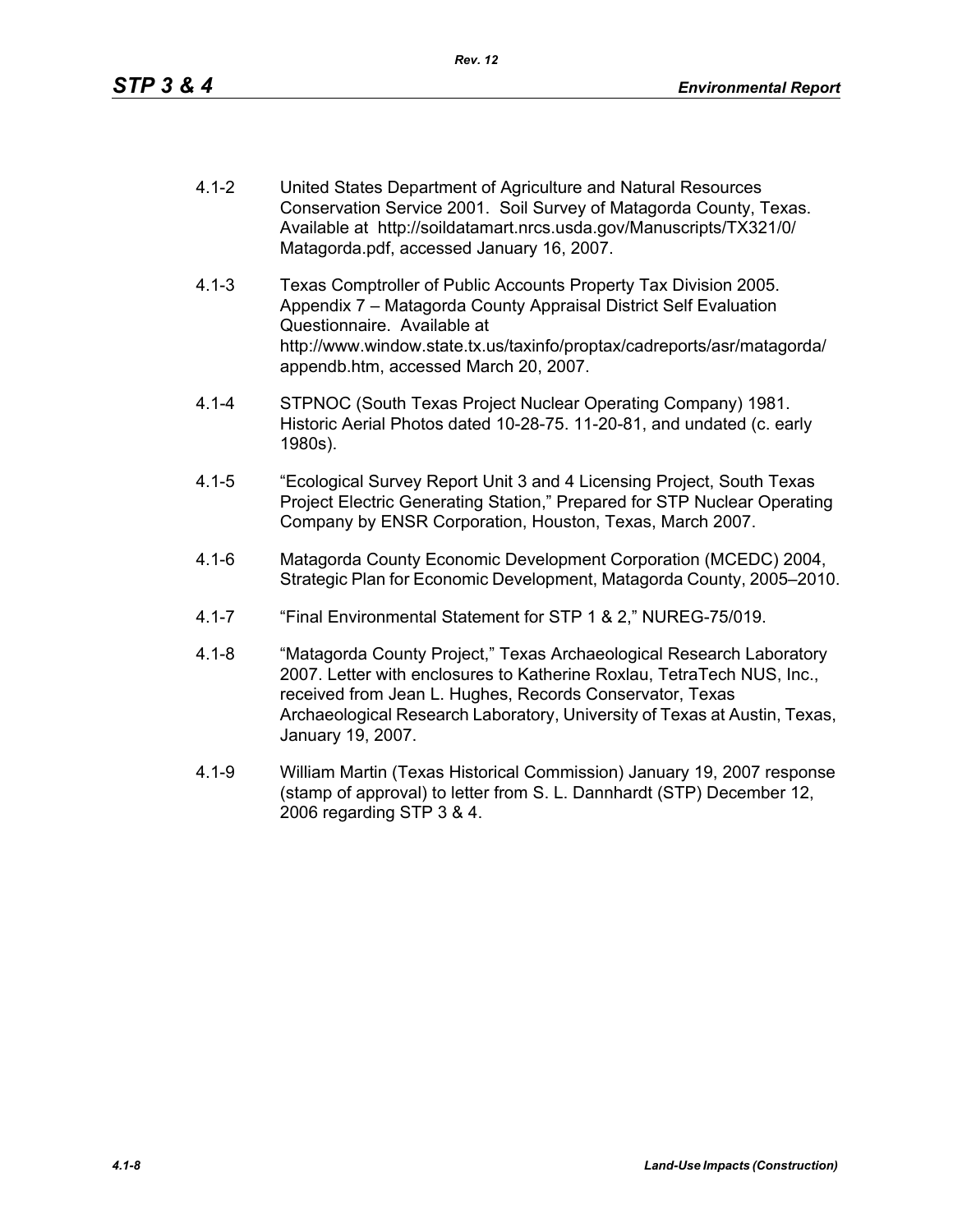4.1-2 United States Department of Agriculture and Natural Resources Conservation Service 2001. Soil Survey of Matagorda County, Texas. Available at http://soildatamart.nrcs.usda.gov/Manuscripts/TX321/0/Matagorda.pdf, accessed January 16, 2007.

4.1-3 Texas Comptroller of Public Accounts Property Tax Division 2005. Appendix 7 – Matagorda County Appraisal District Self Evaluation Questionnaire. Available at http://www.window.state.tx.us/taxinfo/proptax/cadreports/asr/matagorda/appendb.htm, accessed March 20, 2007.

4.1-4 STPNOC (South Texas Project Nuclear Operating Company) 1981. Historic Aerial Photos dated 10-28-75. 11-20-81, and undated (c. early 1980s).

4.1-5 "Ecological Survey Report Unit 3 and 4 Licensing Project, South Texas Project Electric Generating Station," Prepared for STP Nuclear Operating Company by ENSR Corporation, Houston, Texas, March 2007.

4.1-6 Matagorda County Economic Development Corporation (MCEDC) 2004, Strategic Plan for Economic Development, Matagorda County, 2005–2010.

4.1-7 "Final Environmental Statement for STP 1 & 2," NUREG-75/019.

4.1-8 "Matagorda County Project," Texas Archaeological Research Laboratory 2007. Letter with enclosures to Katherine Roxlau, TetraTech NUS, Inc., received from Jean L. Hughes, Records Conservator, Texas Archaeological Research Laboratory, University of Texas at Austin, Texas, January 19, 2007.

4.1-9 William Martin (Texas Historical Commission) January 19, 2007 response (stamp of approval) to letter from S. L. Dannhardt (STP) December 12, 2006 regarding STP 3 & 4.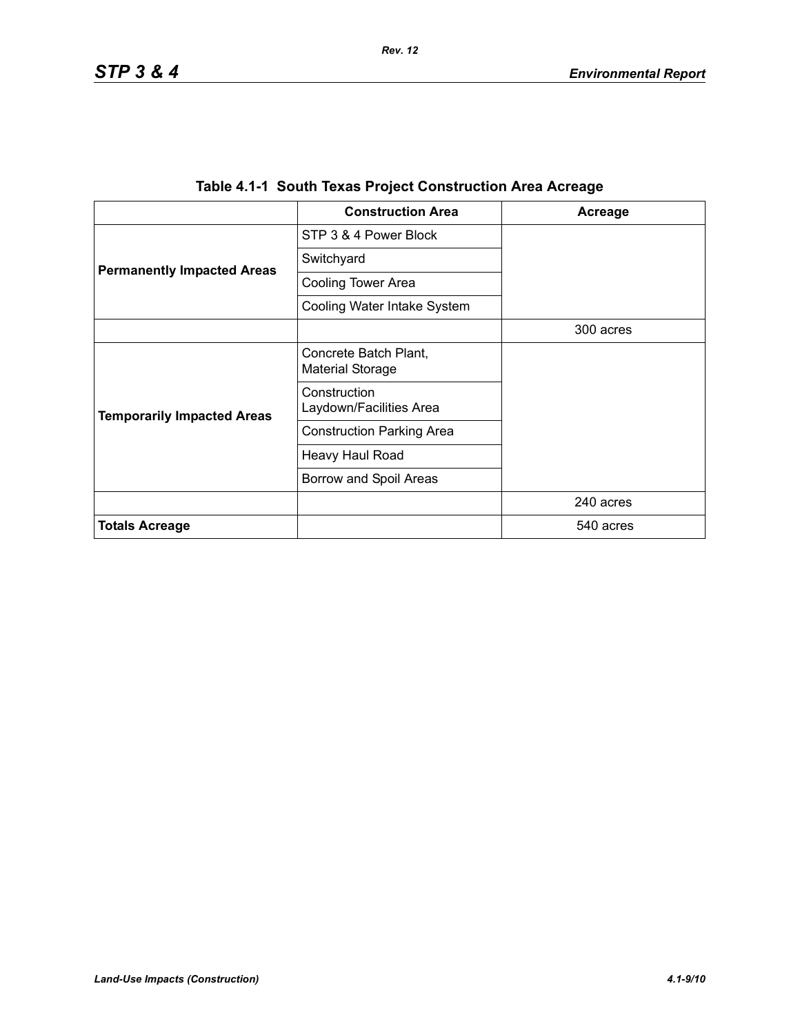**Table 4.1-1 South Texas Project Construction Area Acreage**

| | Construction Area | Acreage |
|---|---|---|
| **Permanently Impacted Areas** | STP 3 & 4 Power Block | |
| | Switchyard | |
| | Cooling Tower Area | |
| | Cooling Water Intake System | |
| | | 300 acres |
| **Temporarily Impacted Areas** | Concrete Batch Plant, Material Storage | |
| | Construction Laydown/Facilities Area | |
| | Construction Parking Area | |
| | Heavy Haul Road | |
| | Borrow and Spoil Areas | |
| | | 240 acres |
| **Totals Acreage** | | 540 acres |